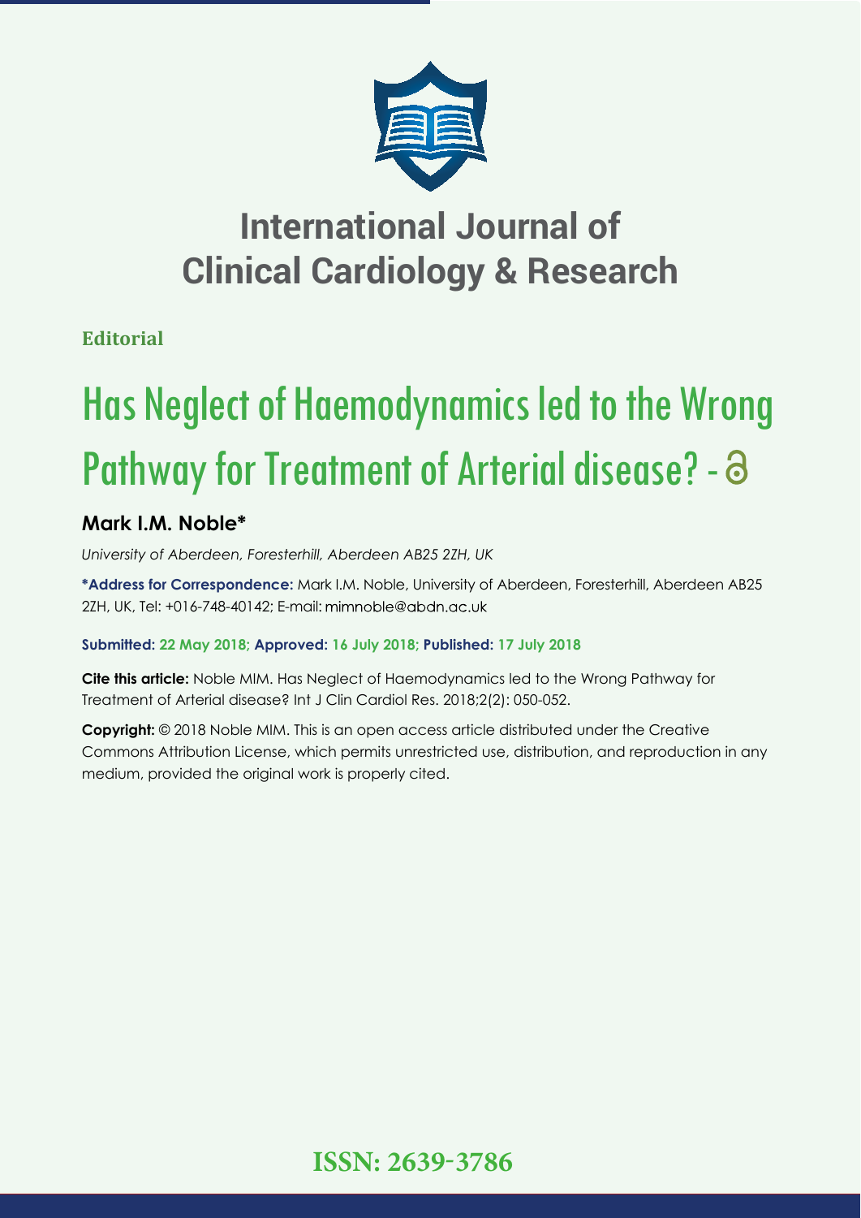# International Journal of Clinical Cardiology & Research

**Editorial**

# Has Neglect of Haemodynamics led to the Wrong Pathway for Treatment of Arterial disease? -

**Mark I.M. Noble***

*University of Aberdeen, Foresterhill, Aberdeen AB25 2ZH, UK*

**\*Address for Correspondence:** Mark I.M. Noble, University of Aberdeen, Foresterhill, Aberdeen AB25 2ZH, UK, Tel: +016-748-40142; E-mail: mimnoble@abdn.ac.uk

**Submitted: 22 May 2018; Approved: 16 July 2018; Published: 17 July 2018**

**Cite this article:** Noble MIM. Has Neglect of Haemodynamics led to the Wrong Pathway for Treatment of Arterial disease? Int J Clin Cardiol Res. 2018;2(2): 050-052.

**Copyright:** © 2018 Noble MIM. This is an open access article distributed under the Creative Commons Attribution License, which permits unrestricted use, distribution, and reproduction in any medium, provided the original work is properly cited.

**ISSN: 2639-3786**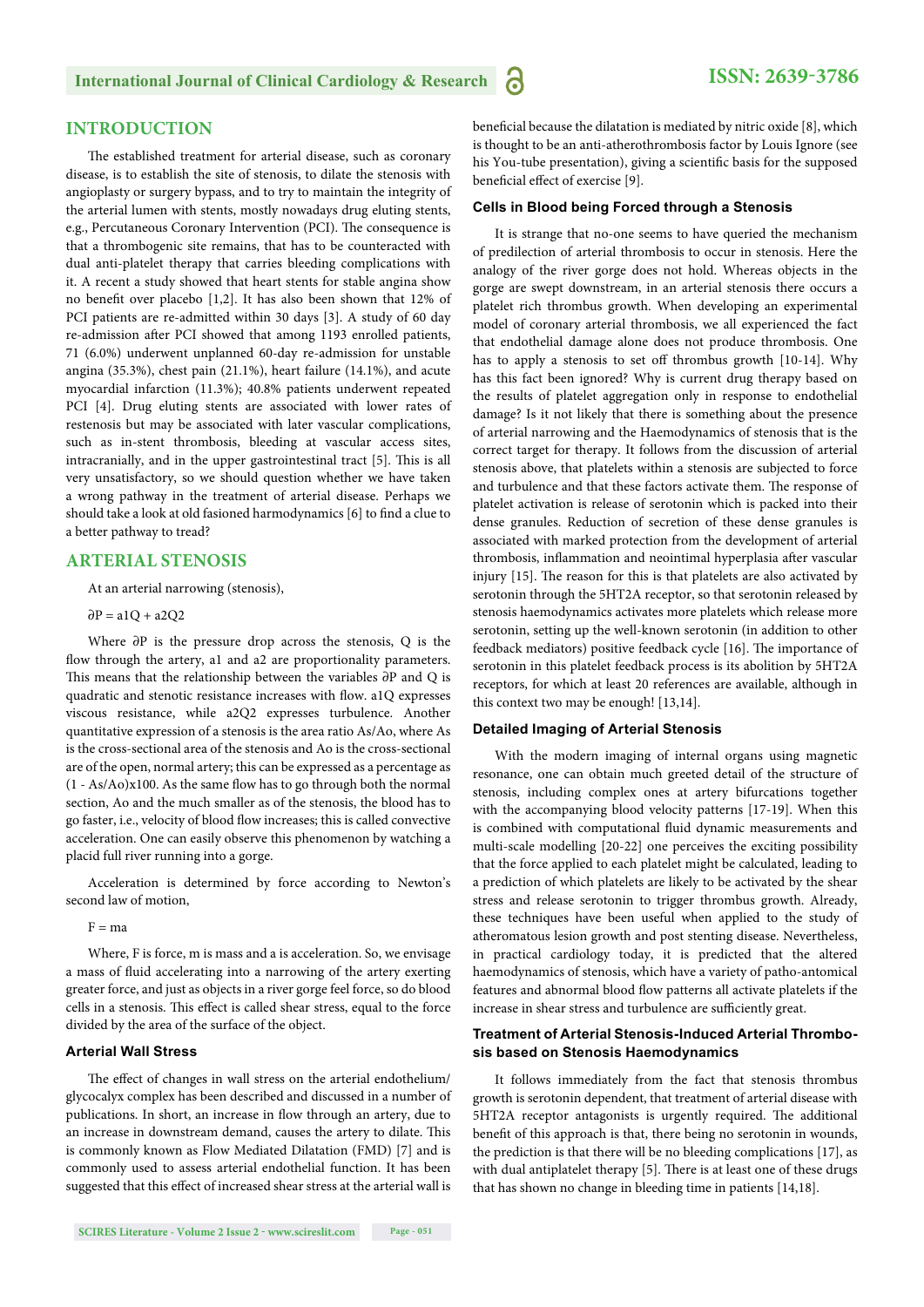## INTRODUCTION

The established treatment for arterial disease, such as coronary disease, is to establish the site of stenosis, to dilate the stenosis with angioplasty or surgery bypass, and to try to maintain the integrity of the arterial lumen with stents, mostly nowadays drug eluting stents, e.g., Percutaneous Coronary Intervention (PCI). The consequence is that a thrombogenic site remains, that has to be counteracted with dual anti-platelet therapy that carries bleeding complications with it. A recent a study showed that heart stents for stable angina show no benefit over placebo [1,2]. It has also been shown that 12% of PCI patients are re-admitted within 30 days [3]. A study of 60 day re-admission after PCI showed that among 1193 enrolled patients, 71 (6.0%) underwent unplanned 60-day re-admission for unstable angina (35.3%), chest pain (21.1%), heart failure (14.1%), and acute myocardial infarction (11.3%); 40.8% patients underwent repeated PCI [4]. Drug eluting stents are associated with lower rates of restenosis but may be associated with later vascular complications, such as in-stent thrombosis, bleeding at vascular access sites, intracranially, and in the upper gastrointestinal tract [5]. This is all very unsatisfactory, so we should question whether we have taken a wrong pathway in the treatment of arterial disease. Perhaps we should take a look at old fasioned harmodynamics [6] to find a clue to a better pathway to tread?

## ARTERIAL STENOSIS

At an arterial narrowing (stenosis),

$$\partial P = a1Q + a2Q2$$

Where $\partial P$ is the pressure drop across the stenosis, Q is the flow through the artery, a1 and a2 are proportionality parameters. This means that the relationship between the variables $\partial P$ and Q is quadratic and stenotic resistance increases with flow. a1Q expresses viscous resistance, while a2Q2 expresses turbulence. Another quantitative expression of a stenosis is the area ratio As/Ao, where As is the cross-sectional area of the stenosis and Ao is the cross-sectional are of the open, normal artery; this can be expressed as a percentage as (1 - As/Ao)x100. As the same flow has to go through both the normal section, Ao and the much smaller as of the stenosis, the blood has to go faster, i.e., velocity of blood flow increases; this is called convective acceleration. One can easily observe this phenomenon by watching a placid full river running into a gorge.

Acceleration is determined by force according to Newton's second law of motion,

$$F = ma$$

Where, F is force, m is mass and a is acceleration. So, we envisage a mass of fluid accelerating into a narrowing of the artery exerting greater force, and just as objects in a river gorge feel force, so do blood cells in a stenosis. This effect is called shear stress, equal to the force divided by the area of the surface of the object.

### Arterial Wall Stress

The effect of changes in wall stress on the arterial endothelium/glycocalyx complex has been described and discussed in a number of publications. In short, an increase in flow through an artery, due to an increase in downstream demand, causes the artery to dilate. This is commonly known as Flow Mediated Dilatation (FMD) [7] and is commonly used to assess arterial endothelial function. It has been suggested that this effect of increased shear stress at the arterial wall is beneficial because the dilatation is mediated by nitric oxide [8], which is thought to be an anti-atherothrombosis factor by Louis Ignore (see his You-tube presentation), giving a scientific basis for the supposed beneficial effect of exercise [9].

### Cells in Blood being Forced through a Stenosis

It is strange that no-one seems to have queried the mechanism of predilection of arterial thrombosis to occur in stenosis. Here the analogy of the river gorge does not hold. Whereas objects in the gorge are swept downstream, in an arterial stenosis there occurs a platelet rich thrombus growth. When developing an experimental model of coronary arterial thrombosis, we all experienced the fact that endothelial damage alone does not produce thrombosis. One has to apply a stenosis to set off thrombus growth [10-14]. Why has this fact been ignored? Why is current drug therapy based on the results of platelet aggregation only in response to endothelial damage? Is it not likely that there is something about the presence of arterial narrowing and the Haemodynamics of stenosis that is the correct target for therapy. It follows from the discussion of arterial stenosis above, that platelets within a stenosis are subjected to force and turbulence and that these factors activate them. The response of platelet activation is release of serotonin which is packed into their dense granules. Reduction of secretion of these dense granules is associated with marked protection from the development of arterial thrombosis, inflammation and neointimal hyperplasia after vascular injury [15]. The reason for this is that platelets are also activated by serotonin through the 5HT2A receptor, so that serotonin released by stenosis haemodynamics activates more platelets which release more serotonin, setting up the well-known serotonin (in addition to other feedback mediators) positive feedback cycle [16]. The importance of serotonin in this platelet feedback process is its abolition by 5HT2A receptors, for which at least 20 references are available, although in this context two may be enough! [13,14].

### Detailed Imaging of Arterial Stenosis

With the modern imaging of internal organs using magnetic resonance, one can obtain much greeted detail of the structure of stenosis, including complex ones at artery bifurcations together with the accompanying blood velocity patterns [17-19]. When this is combined with computational fluid dynamic measurements and multi-scale modelling [20-22] one perceives the exciting possibility that the force applied to each platelet might be calculated, leading to a prediction of which platelets are likely to be activated by the shear stress and release serotonin to trigger thrombus growth. Already, these techniques have been useful when applied to the study of atheromatous lesion growth and post stenting disease. Nevertheless, in practical cardiology today, it is predicted that the altered haemodynamics of stenosis, which have a variety of patho-antomical features and abnormal blood flow patterns all activate platelets if the increase in shear stress and turbulence are sufficiently great.

### Treatment of Arterial Stenosis-Induced Arterial Thrombosis based on Stenosis Haemodynamics

It follows immediately from the fact that stenosis thrombus growth is serotonin dependent, that treatment of arterial disease with 5HT2A receptor antagonists is urgently required. The additional benefit of this approach is that, there being no serotonin in wounds, the prediction is that there will be no bleeding complications [17], as with dual antiplatelet therapy [5]. There is at least one of these drugs that has shown no change in bleeding time in patients [14,18].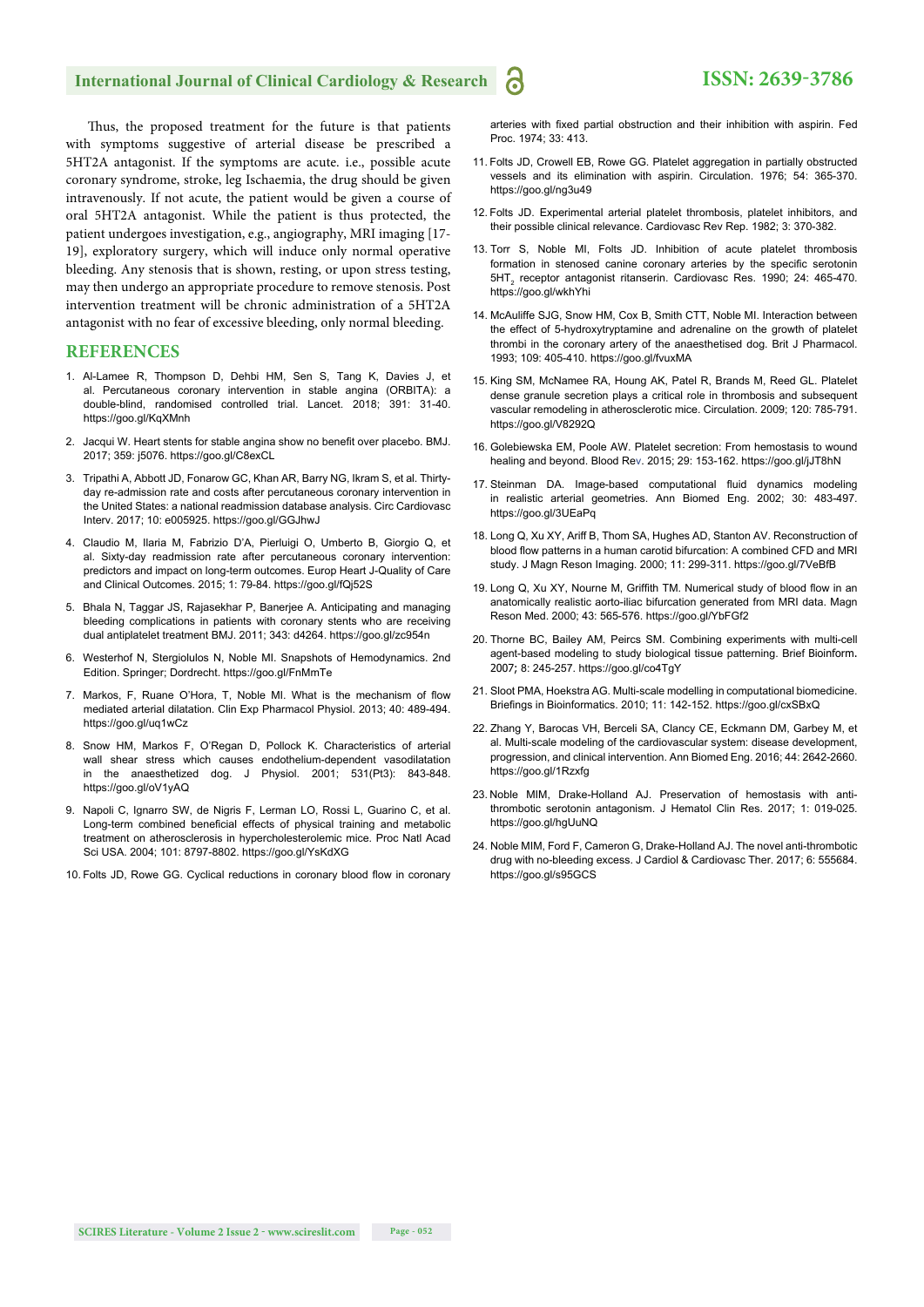Thus, the proposed treatment for the future is that patients with symptoms suggestive of arterial disease be prescribed a 5HT2A antagonist. If the symptoms are acute. i.e., possible acute coronary syndrome, stroke, leg Ischaemia, the drug should be given intravenously. If not acute, the patient would be given a course of oral 5HT2A antagonist. While the patient is thus protected, the patient undergoes investigation, e.g., angiography, MRI imaging [17-19], exploratory surgery, which will induce only normal operative bleeding. Any stenosis that is shown, resting, or upon stress testing, may then undergo an appropriate procedure to remove stenosis. Post intervention treatment will be chronic administration of a 5HT2A antagonist with no fear of excessive bleeding, only normal bleeding.

## REFERENCES

1. Al-Lamee R, Thompson D, Dehbi HM, Sen S, Tang K, Davies J, et al. Percutaneous coronary intervention in stable angina (ORBITA): a double-blind, randomised controlled trial. Lancet. 2018; 391: 31-40. https://goo.gl/KqXMnh
2. Jacqui W. Heart stents for stable angina show no benefit over placebo. BMJ. 2017; 359: j5076. https://goo.gl/C8exCL
3. Tripathi A, Abbott JD, Fonarow GC, Khan AR, Barry NG, Ikram S, et al. Thirty-day re-admission rate and costs after percutaneous coronary intervention in the United States: a national readmission database analysis. Circ Cardiovasc Interv. 2017; 10: e005925. https://goo.gl/GGJhwJ
4. Claudio M, Ilaria M, Fabrizio D'A, Pierluigi O, Umberto B, Giorgio Q, et al. Sixty-day readmission rate after percutaneous coronary intervention: predictors and impact on long-term outcomes. Europ Heart J-Quality of Care and Clinical Outcomes. 2015; 1: 79-84. https://goo.gl/fQj52S
5. Bhala N, Taggar JS, Rajasekhar P, Banerjee A. Anticipating and managing bleeding complications in patients with coronary stents who are receiving dual antiplatelet treatment BMJ. 2011; 343: d4264. https://goo.gl/zc954n
6. Westerhof N, Stergiolulos N, Noble MI. Snapshots of Hemodynamics. 2nd Edition. Springer; Dordrecht. https://goo.gl/FnMmTe
7. Markos, F, Ruane O'Hora, T, Noble MI. What is the mechanism of flow mediated arterial dilatation. Clin Exp Pharmacol Physiol. 2013; 40: 489-494. https://goo.gl/uq1wCz
8. Snow HM, Markos F, O'Regan D, Pollock K. Characteristics of arterial wall shear stress which causes endothelium-dependent vasodilatation in the anaesthetized dog. J Physiol. 2001; 531(Pt3): 843-848. https://goo.gl/oV1yAQ
9. Napoli C, Ignarro SW, de Nigris F, Lerman LO, Rossi L, Guarino C, et al. Long-term combined beneficial effects of physical training and metabolic treatment on atherosclerosis in hypercholesterolemic mice. Proc Natl Acad Sci USA. 2004; 101: 8797-8802. https://goo.gl/YsKdXG
10. Folts JD, Rowe GG. Cyclical reductions in coronary blood flow in coronary arteries with fixed partial obstruction and their inhibition with aspirin. Fed Proc. 1974; 33: 413.
11. Folts JD, Crowell EB, Rowe GG. Platelet aggregation in partially obstructed vessels and its elimination with aspirin. Circulation. 1976; 54: 365-370. https://goo.gl/ng3u49
12. Folts JD. Experimental arterial platelet thrombosis, platelet inhibitors, and their possible clinical relevance. Cardiovasc Rev Rep. 1982; 3: 370-382.
13. Torr S, Noble MI, Folts JD. Inhibition of acute platelet thrombosis formation in stenosed canine coronary arteries by the specific serotonin $5HT_2$ receptor antagonist ritanserin. Cardiovasc Res. 1990; 24: 465-470. https://goo.gl/wkhYhi
14. McAuliffe SJG, Snow HM, Cox B, Smith CTT, Noble MI. Interaction between the effect of 5-hydroxytryptamine and adrenaline on the growth of platelet thrombi in the coronary artery of the anaesthetised dog. Brit J Pharmacol. 1993; 109: 405-410. https://goo.gl/fvuxMA
15. King SM, McNamee RA, Houng AK, Patel R, Brands M, Reed GL. Platelet dense granule secretion plays a critical role in thrombosis and subsequent vascular remodeling in atherosclerotic mice. Circulation. 2009; 120: 785-791. https://goo.gl/V8292Q
16. Golebiewska EM, Poole AW. Platelet secretion: From hemostasis to wound healing and beyond. Blood Rev. 2015; 29: 153-162. https://goo.gl/jJT8hN
17. Steinman DA. Image-based computational fluid dynamics modeling in realistic arterial geometries. Ann Biomed Eng. 2002; 30: 483-497. https://goo.gl/3UEaPq
18. Long Q, Xu XY, Ariff B, Thom SA, Hughes AD, Stanton AV. Reconstruction of blood flow patterns in a human carotid bifurcation: A combined CFD and MRI study. J Magn Reson Imaging. 2000; 11: 299-311. https://goo.gl/7VeBfB
19. Long Q, Xu XY, Nourne M, Griffith TM. Numerical study of blood flow in an anatomically realistic aorto-iliac bifurcation generated from MRI data. Magn Reson Med. 2000; 43: 565-576. https://goo.gl/YbFGf2
20. Thorne BC, Bailey AM, Peircs SM. Combining experiments with multi-cell agent-based modeling to study biological tissue patterning. Brief Bioinform. 2007; 8: 245-257. https://goo.gl/co4TgY
21. Sloot PMA, Hoekstra AG. Multi-scale modelling in computational biomedicine. Briefings in Bioinformatics. 2010; 11: 142-152. https://goo.gl/cxSBxQ
22. Zhang Y, Barocas VH, Berceli SA, Clancy CE, Eckmann DM, Garbey M, et al. Multi-scale modeling of the cardiovascular system: disease development, progression, and clinical intervention. Ann Biomed Eng. 2016; 44: 2642-2660. https://goo.gl/1Rzxfg
23. Noble MIM, Drake-Holland AJ. Preservation of hemostasis with anti-thrombotic serotonin antagonism. J Hematol Clin Res. 2017; 1: 019-025. https://goo.gl/hgUuNQ
24. Noble MIM, Ford F, Cameron G, Drake-Holland AJ. The novel anti-thrombotic drug with no-bleeding excess. J Cardiol & Cardiovasc Ther. 2017; 6: 555684. https://goo.gl/s95GCS